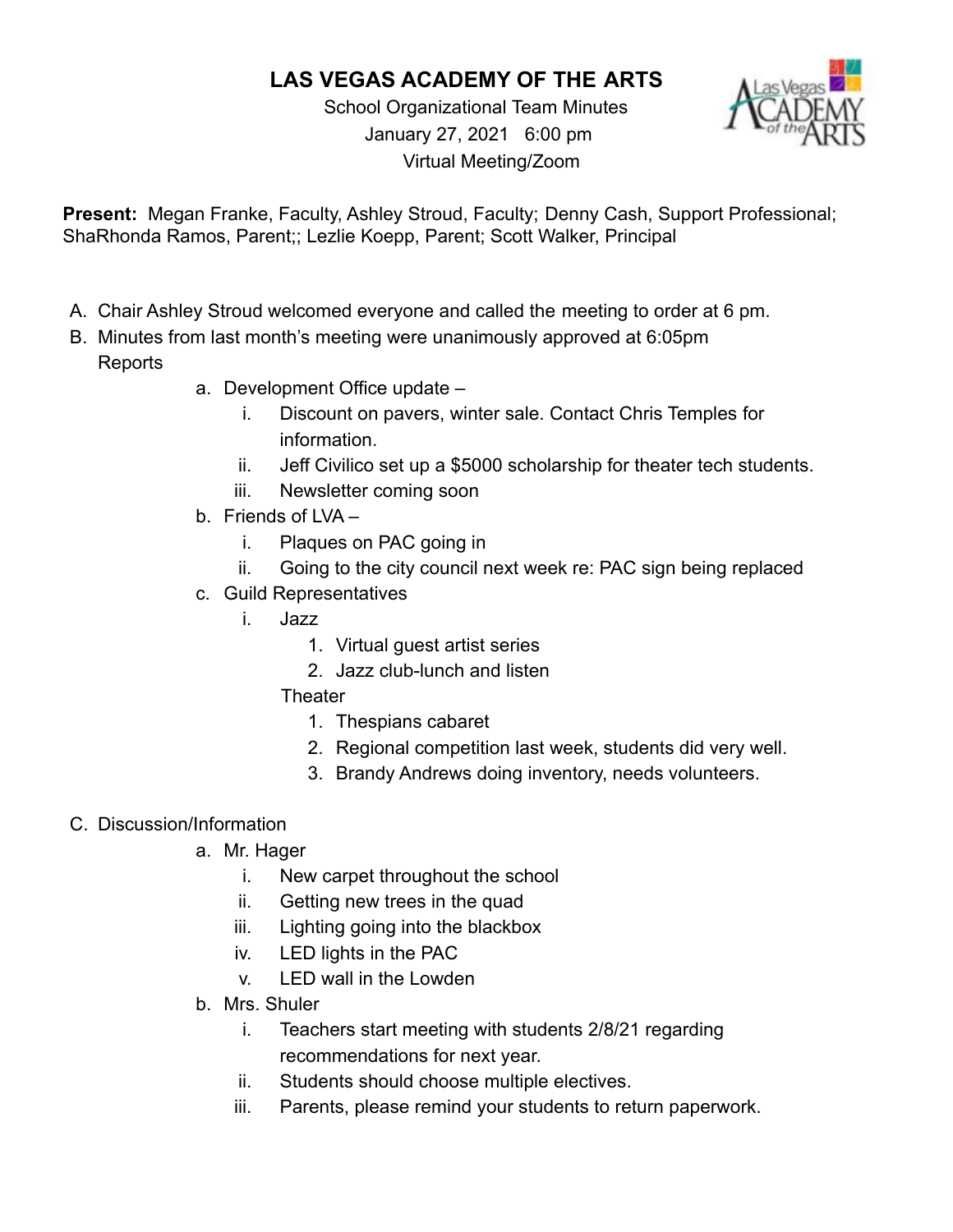# LAS VEGAS ACADEMY OF THE ARTS

School Organizational Team Minutes
January 27, 2021 6:00 pm
Virtual Meeting/Zoom

**Present:** Megan Franke, Faculty, Ashley Stroud, Faculty; Denny Cash, Support Professional; ShaRhonda Ramos, Parent;; Lezlie Koepp, Parent; Scott Walker, Principal

A. Chair Ashley Stroud welcomed everyone and called the meeting to order at 6 pm.

B. Minutes from last month's meeting were unanimously approved at 6:05pm

   Reports

   a. Development Office update –
      i. Discount on pavers, winter sale. Contact Chris Temples for information.
      ii. Jeff Civilico set up a $5000 scholarship for theater tech students.
      iii. Newsletter coming soon

   b. Friends of LVA –
      i. Plaques on PAC going in
      ii. Going to the city council next week re: PAC sign being replaced

   c. Guild Representatives
      i. Jazz
         1. Virtual guest artist series
         2. Jazz club-lunch and listen

      Theater
         1. Thespians cabaret
         2. Regional competition last week, students did very well.
         3. Brandy Andrews doing inventory, needs volunteers.

C. Discussion/Information

   a. Mr. Hager
      i. New carpet throughout the school
      ii. Getting new trees in the quad
      iii. Lighting going into the blackbox
      iv. LED lights in the PAC
      v. LED wall in the Lowden

   b. Mrs. Shuler
      i. Teachers start meeting with students 2/8/21 regarding recommendations for next year.
      ii. Students should choose multiple electives.
      iii. Parents, please remind your students to return paperwork.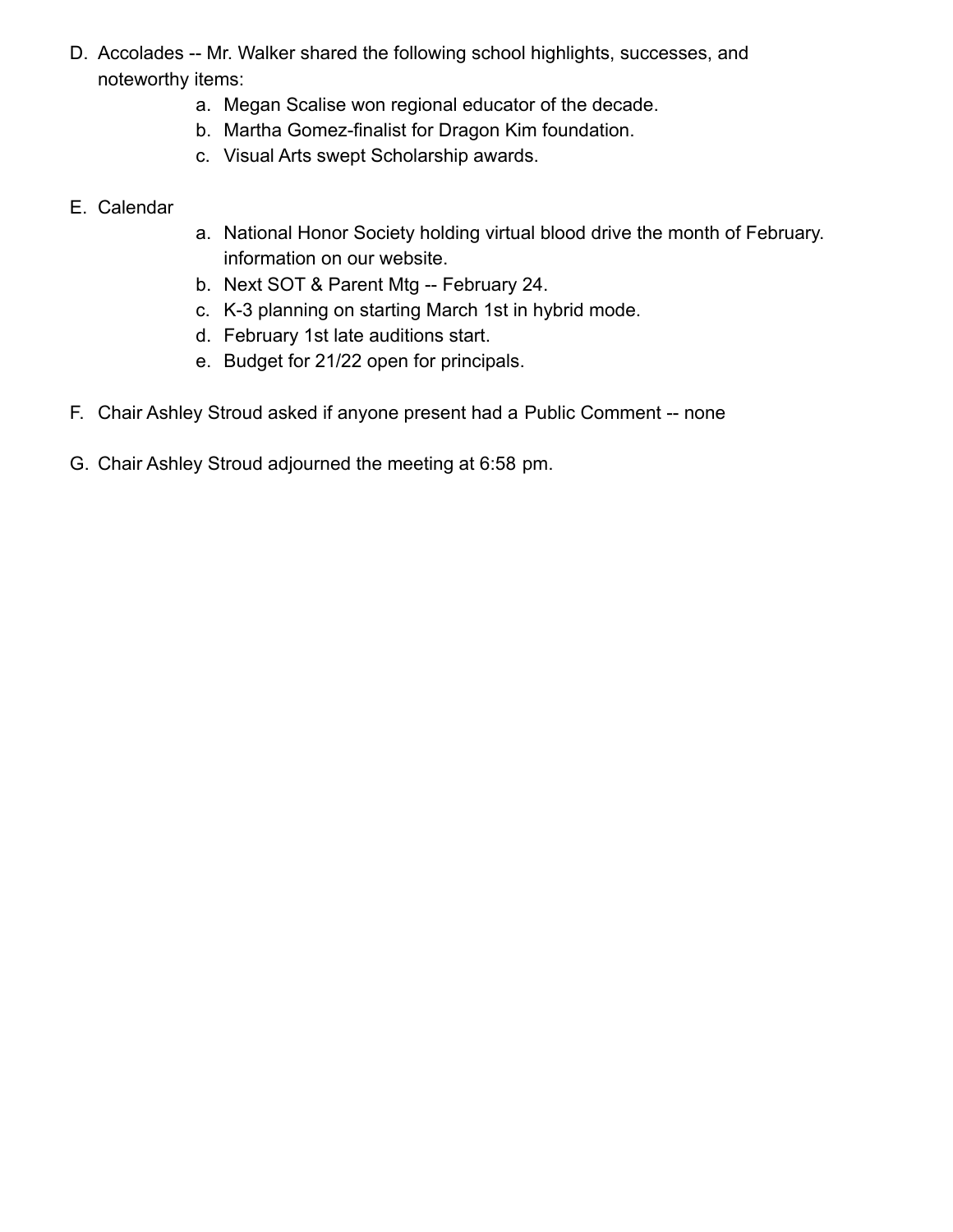D. Accolades -- Mr. Walker shared the following school highlights, successes, and noteworthy items:
    a. Megan Scalise won regional educator of the decade.
    b. Martha Gomez-finalist for Dragon Kim foundation.
    c. Visual Arts swept Scholarship awards.

E. Calendar
    a. National Honor Society holding virtual blood drive the month of February. information on our website.
    b. Next SOT & Parent Mtg -- February 24.
    c. K-3 planning on starting March 1st in hybrid mode.
    d. February 1st late auditions start.
    e. Budget for 21/22 open for principals.

F. Chair Ashley Stroud asked if anyone present had a Public Comment -- none

G. Chair Ashley Stroud adjourned the meeting at 6:58 pm.